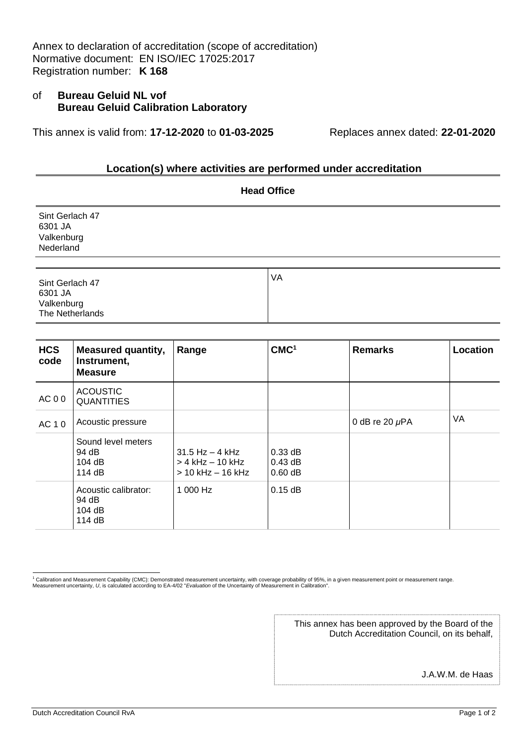Annex to declaration of accreditation (scope of accreditation)
Normative document: EN ISO/IEC 17025:2017
Registration number: **K 168**

of **Bureau Geluid NL vof**
**Bureau Geluid Calibration Laboratory**

This annex is valid from: **17-12-2020** to **01-03-2025** Replaces annex dated: **22-01-2020**

## Location(s) where activities are performed under accreditation

**Head Office**

Sint Gerlach 47
6301 JA
Valkenburg
Nederland

| | |
|---|---|
| Sint Gerlach 47<br>6301 JA<br>Valkenburg<br>The Netherlands | VA |

| HCS code | Measured quantity, Instrument, Measure | Range | CMC[1] | Remarks | Location |
|---|---|---|---|---|---|
| AC 0 0 | ACOUSTIC QUANTITIES | | | | |
| AC 1 0 | Acoustic pressure | | | 0 dB re 20 $\mu$PA | VA |
| | Sound level meters<br>94 dB<br>104 dB<br>114 dB | 31.5 Hz – 4 kHz<br>> 4 kHz – 10 kHz<br>> 10 kHz – 16 kHz | 0.33 dB<br>0.43 dB<br>0.60 dB | | |
| | Acoustic calibrator:<br>94 dB<br>104 dB<br>114 dB | 1 000 Hz | 0.15 dB | | |

[1] Calibration and Measurement Capability (CMC): Demonstrated measurement uncertainty, with coverage probability of 95%, in a given measurement point or measurement range. Measurement uncertainty, *U*, is calculated according to EA-4/02 "*Evaluation* of the Uncertainty of Measurement in Calibration".

This annex has been approved by the Board of the Dutch Accreditation Council, on its behalf,

J.A.W.M. de Haas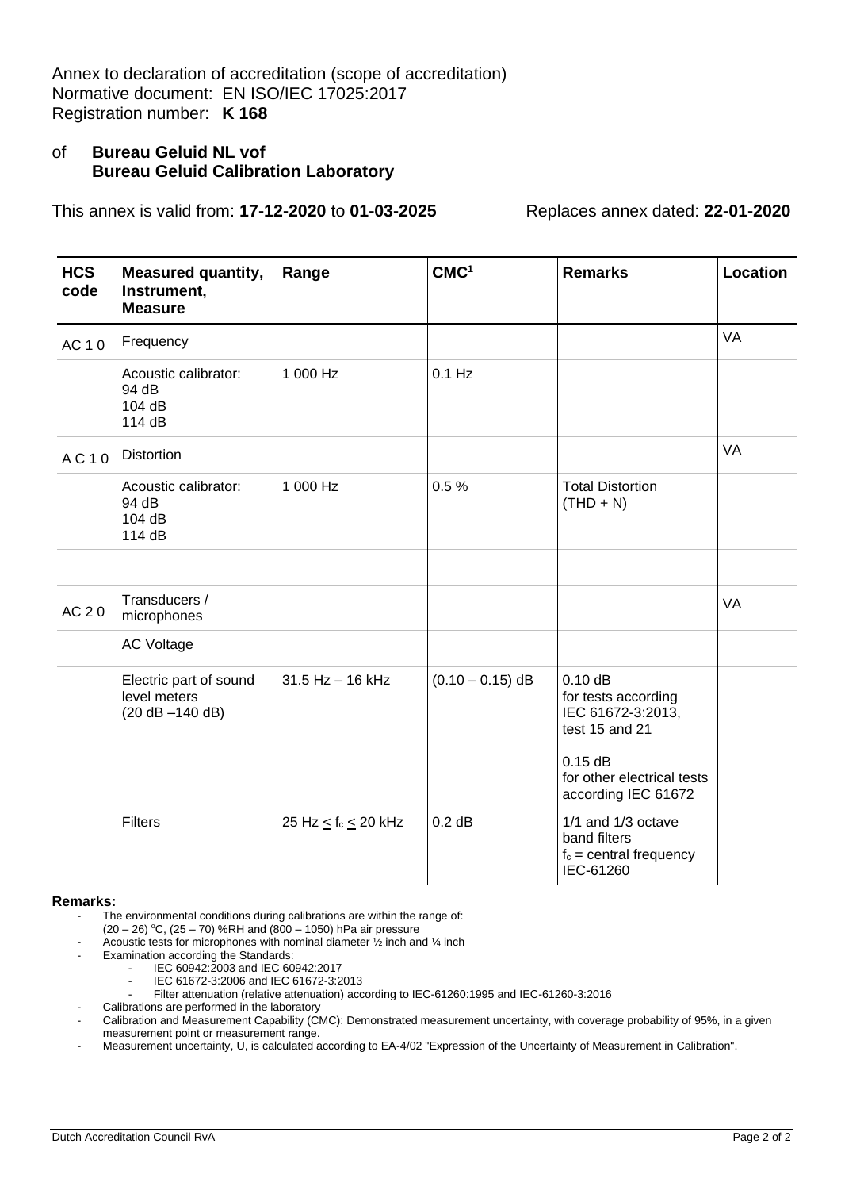Annex to declaration of accreditation (scope of accreditation)
Normative document: EN ISO/IEC 17025:2017
Registration number: **K 168**

of **Bureau Geluid NL vof**
**Bureau Geluid Calibration Laboratory**

This annex is valid from: **17-12-2020** to **01-03-2025** Replaces annex dated: **22-01-2020**

| HCS code | Measured quantity, Instrument, Measure | Range | CMC[1] | Remarks | Location |
|---|---|---|---|---|---|
| AC 1 0 | Frequency | | | | VA |
| | Acoustic calibrator: 94 dB 104 dB 114 dB | 1 000 Hz | 0.1 Hz | | |
| A C 1 0 | Distortion | | | | VA |
| | Acoustic calibrator: 94 dB 104 dB 114 dB | 1 000 Hz | 0.5 % | Total Distortion (THD + N) | |
| | | | | | |
| AC 2 0 | Transducers / microphones | | | | VA |
| | AC Voltage | | | | |
| | Electric part of sound level meters (20 dB –140 dB) | 31.5 Hz – 16 kHz | (0.10 – 0.15) dB | 0.10 dB for tests according IEC 61672-3:2013, test 15 and 21<br><br>0.15 dB for other electrical tests according IEC 61672 | |
| | Filters | 25 Hz $\leq f_c \leq$ 20 kHz | 0.2 dB | 1/1 and 1/3 octave band filters $f_c$ = central frequency IEC-61260 | |

**Remarks:**

- The environmental conditions during calibrations are within the range of: (20 – 26) °C, (25 – 70) %RH and (800 – 1050) hPa air pressure
- Acoustic tests for microphones with nominal diameter ½ inch and ¼ inch
- Examination according the Standards:
  - IEC 60942:2003 and IEC 60942:2017
  - IEC 61672-3:2006 and IEC 61672-3:2013
  - Filter attenuation (relative attenuation) according to IEC-61260:1995 and IEC-61260-3:2016
- Calibrations are performed in the laboratory
- Calibration and Measurement Capability (CMC): Demonstrated measurement uncertainty, with coverage probability of 95%, in a given measurement point or measurement range.
- Measurement uncertainty, U, is calculated according to EA-4/02 "Expression of the Uncertainty of Measurement in Calibration".

Dutch Accreditation Council RvA